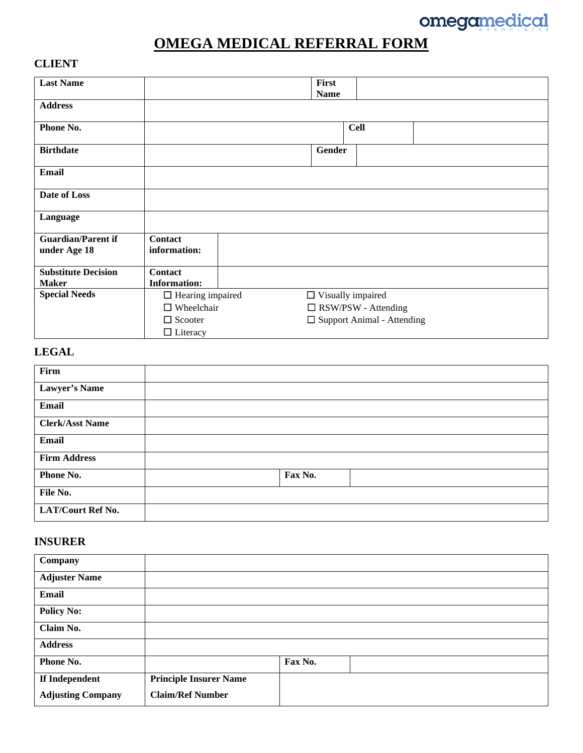# OMEGA MEDICAL REFERRAL FORM

## CLIENT

| | | | |
|---|---|---|---|
| **Last Name** | | **First Name** | |
| **Address** | | | |
| **Phone No.** | | **Cell** | |
| **Birthdate** | | **Gender** | |
| **Email** | | | |
| **Date of Loss** | | | |
| **Language** | | | |
| **Guardian/Parent if under Age 18** | **Contact information:** | | |
| **Substitute Decision Maker** | **Contact Information:** | | |
| **Special Needs** | ☐ Hearing impaired<br>☐ Wheelchair<br>☐ Scooter<br>☐ Literacy | ☐ Visually impaired<br>☐ RSW/PSW - Attending<br>☐ Support Animal - Attending | |

## LEGAL

| | | | |
|---|---|---|---|
| **Firm** | | | |
| **Lawyer's Name** | | | |
| **Email** | | | |
| **Clerk/Asst Name** | | | |
| **Email** | | | |
| **Firm Address** | | | |
| **Phone No.** | | **Fax No.** | |
| **File No.** | | | |
| **LAT/Court Ref No.** | | | |

## INSURER

| | | | |
|---|---|---|---|
| **Company** | | | |
| **Adjuster Name** | | | |
| **Email** | | | |
| **Policy No:** | | | |
| **Claim No.** | | | |
| **Address** | | | |
| **Phone No.** | | **Fax No.** | |
| **If Independent Adjusting Company** | **Principle Insurer Name**<br>**Claim/Ref Number** | | |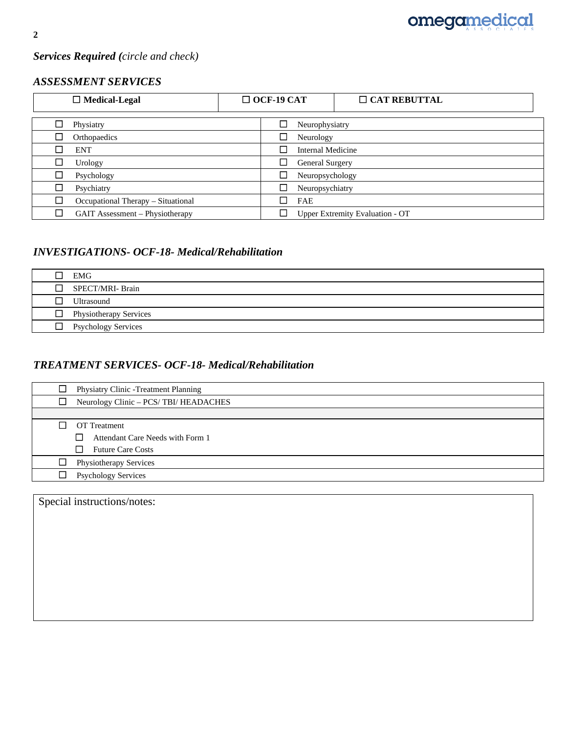***Services Required** (circle and check)*

## *ASSESSMENT SERVICES*

| | | |
|---|---|---|
| ☐ **Medical-Legal** | ☐ **OCF-19 CAT** | ☐ **CAT REBUTTAL** |

| | | | |
|---|---|---|---|
| ☐ | Physiatry | ☐ | Neurophysiatry |
| ☐ | Orthopaedics | ☐ | Neurology |
| ☐ | ENT | ☐ | Internal Medicine |
| ☐ | Urology | ☐ | General Surgery |
| ☐ | Psychology | ☐ | Neuropsychology |
| ☐ | Psychiatry | ☐ | Neuropsychiatry |
| ☐ | Occupational Therapy – Situational | ☐ | FAE |
| ☐ | GAIT Assessment – Physiotherapy | ☐ | Upper Extremity Evaluation - OT |

## *INVESTIGATIONS- OCF-18- Medical/Rehabilitation*

| | |
|---|---|
| ☐ | EMG |
| ☐ | SPECT/MRI- Brain |
| ☐ | Ultrasound |
| ☐ | Physiotherapy Services |
| ☐ | Psychology Services |

## *TREATMENT SERVICES- OCF-18- Medical/Rehabilitation*

| | |
|---|---|
| ☐ | Physiatry Clinic -Treatment Planning |
| ☐ | Neurology Clinic – PCS/ TBI/ HEADACHES |
| | |
| ☐ | OT Treatment<br>☐ Attendant Care Needs with Form 1<br>☐ Future Care Costs |
| ☐ | Physiotherapy Services |
| ☐ | Psychology Services |

Special instructions/notes: